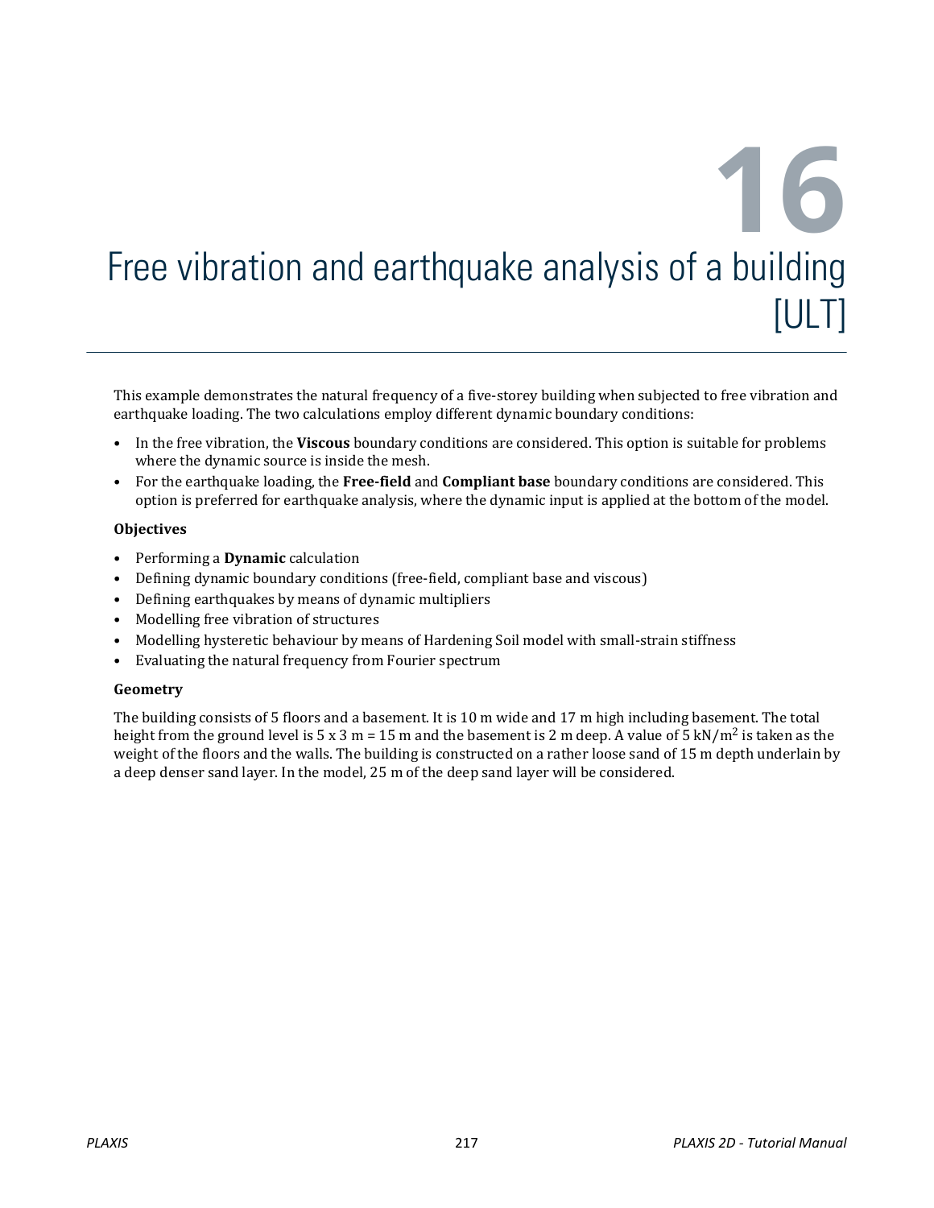# 16 Free vibration and earthquake analysis of a building [ULT]

This example demonstrates the natural frequency of a five-storey building when subjected to free vibration and earthquake loading. The two calculations employ different dynamic boundary conditions:

- In the free vibration, the **Viscous** boundary conditions are considered. This option is suitable for problems where the dynamic source is inside the mesh.
- For the earthquake loading, the **Free-field** and **Compliant base** boundary conditions are considered. This option is preferred for earthquake analysis, where the dynamic input is applied at the bottom of the model.

**Objectives**

- Performing a **Dynamic** calculation
- Defining dynamic boundary conditions (free-field, compliant base and viscous)
- Defining earthquakes by means of dynamic multipliers
- Modelling free vibration of structures
- Modelling hysteretic behaviour by means of Hardening Soil model with small-strain stiffness
- Evaluating the natural frequency from Fourier spectrum

**Geometry**

The building consists of 5 floors and a basement. It is 10 m wide and 17 m high including basement. The total height from the ground level is 5 x 3 m = 15 m and the basement is 2 m deep. A value of 5 kN/m$^2$ is taken as the weight of the floors and the walls. The building is constructed on a rather loose sand of 15 m depth underlain by a deep denser sand layer. In the model, 25 m of the deep sand layer will be considered.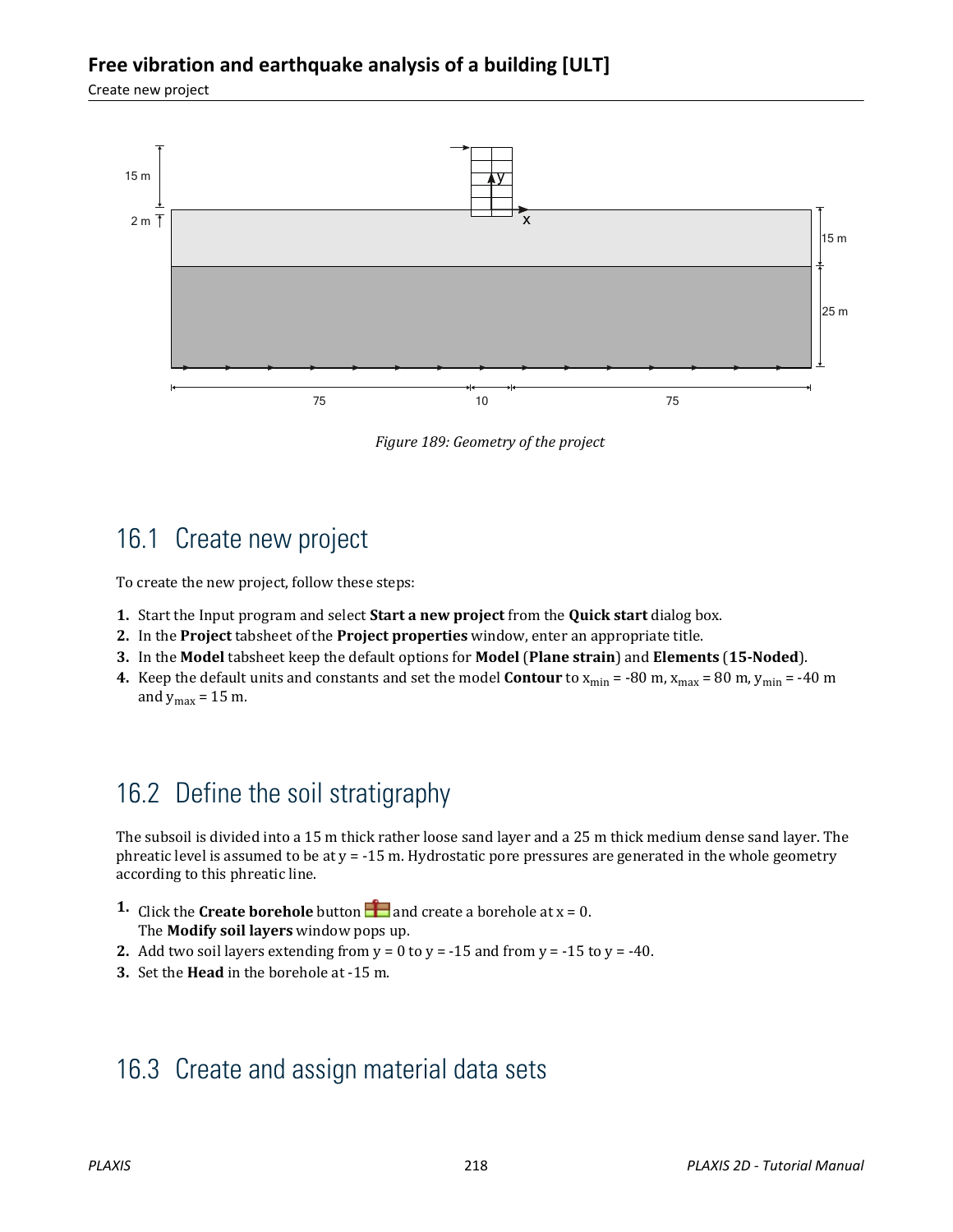Figure 189: Geometry of the project

## 16.1 Create new project

To create the new project, follow these steps:

1. Start the Input program and select **Start a new project** from the **Quick start** dialog box.
2. In the **Project** tabsheet of the **Project properties** window, enter an appropriate title.
3. In the **Model** tabsheet keep the default options for **Model** (**Plane strain**) and **Elements** (**15-Noded**).
4. Keep the default units and constants and set the model **Contour** to $x_{min}$ = -80 m, $x_{max}$ = 80 m, $y_{min}$ = -40 m and $y_{max}$ = 15 m.

## 16.2 Define the soil stratigraphy

The subsoil is divided into a 15 m thick rather loose sand layer and a 25 m thick medium dense sand layer. The phreatic level is assumed to be at y = -15 m. Hydrostatic pore pressures are generated in the whole geometry according to this phreatic line.

1. Click the **Create borehole** button and create a borehole at x = 0.
   The **Modify soil layers** window pops up.
2. Add two soil layers extending from y = 0 to y = -15 and from y = -15 to y = -40.
3. Set the **Head** in the borehole at -15 m.

## 16.3 Create and assign material data sets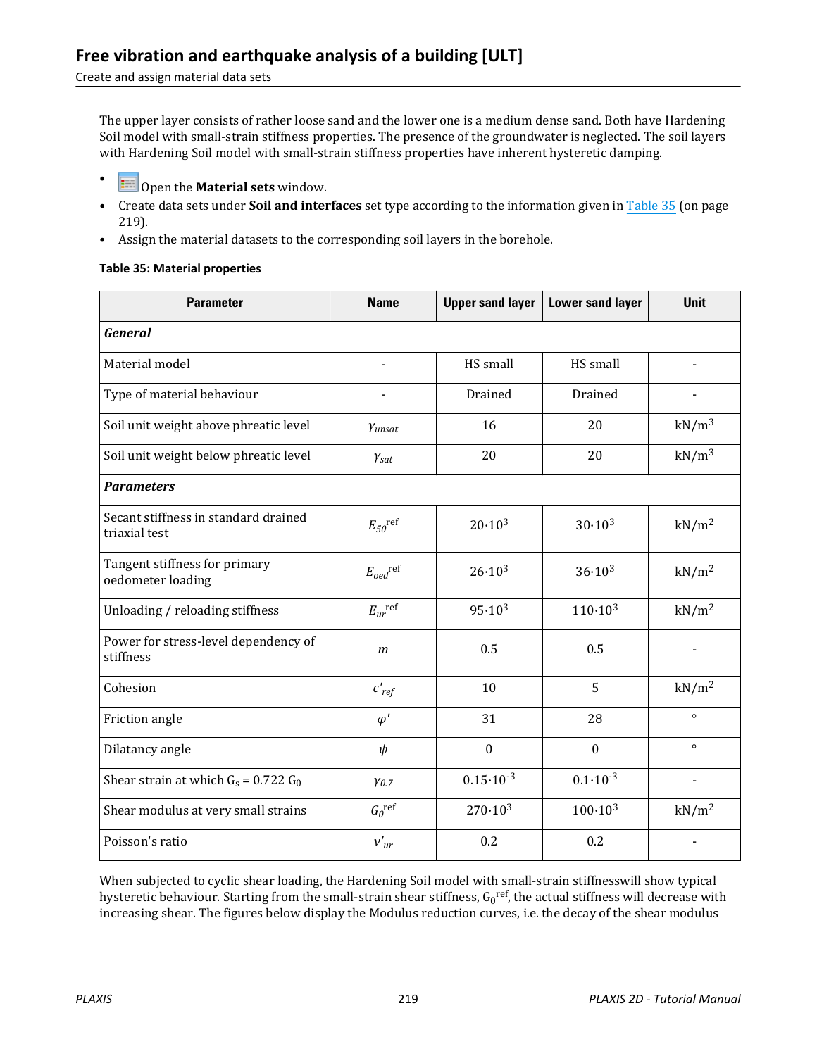The upper layer consists of rather loose sand and the lower one is a medium dense sand. Both have Hardening Soil model with small-strain stiffness properties. The presence of the groundwater is neglected. The soil layers with Hardening Soil model with small-strain stiffness properties have inherent hysteretic damping.

- Open the **Material sets** window.
- Create data sets under **Soil and interfaces** set type according to the information given in Table 35 (on page 219).
- Assign the material datasets to the corresponding soil layers in the borehole.

**Table 35: Material properties**

| Parameter | Name | Upper sand layer | Lower sand layer | Unit |
|---|---|---|---|---|
| ***General*** | | | | |
| Material model | - | HS small | HS small | - |
| Type of material behaviour | - | Drained | Drained | - |
| Soil unit weight above phreatic level | $\gamma_{unsat}$ | 16 | 20 | kN/m$^3$ |
| Soil unit weight below phreatic level | $\gamma_{sat}$ | 20 | 20 | kN/m$^3$ |
| ***Parameters*** | | | | |
| Secant stiffness in standard drained triaxial test | $E_{50}^{ref}$ | $20 \cdot 10^3$ | $30 \cdot 10^3$ | kN/m$^2$ |
| Tangent stiffness for primary oedometer loading | $E_{oed}^{ref}$ | $26 \cdot 10^3$ | $36 \cdot 10^3$ | kN/m$^2$ |
| Unloading / reloading stiffness | $E_{ur}^{ref}$ | $95 \cdot 10^3$ | $110 \cdot 10^3$ | kN/m$^2$ |
| Power for stress-level dependency of stiffness | $m$ | 0.5 | 0.5 | - |
| Cohesion | $c'_{ref}$ | 10 | 5 | kN/m$^2$ |
| Friction angle | $\varphi'$ | 31 | 28 | ° |
| Dilatancy angle | $\psi$ | 0 | 0 | ° |
| Shear strain at which $G_s = 0.722\ G_0$ | $\gamma_{0.7}$ | $0.15 \cdot 10^{-3}$ | $0.1 \cdot 10^{-3}$ | - |
| Shear modulus at very small strains | $G_0^{ref}$ | $270 \cdot 10^3$ | $100 \cdot 10^3$ | kN/m$^2$ |
| Poisson's ratio | $\nu'_{ur}$ | 0.2 | 0.2 | - |

When subjected to cyclic shear loading, the Hardening Soil model with small-strain stiffnesswill show typical hysteretic behaviour. Starting from the small-strain shear stiffness, $G_0^{ref}$, the actual stiffness will decrease with increasing shear. The figures below display the Modulus reduction curves, i.e. the decay of the shear modulus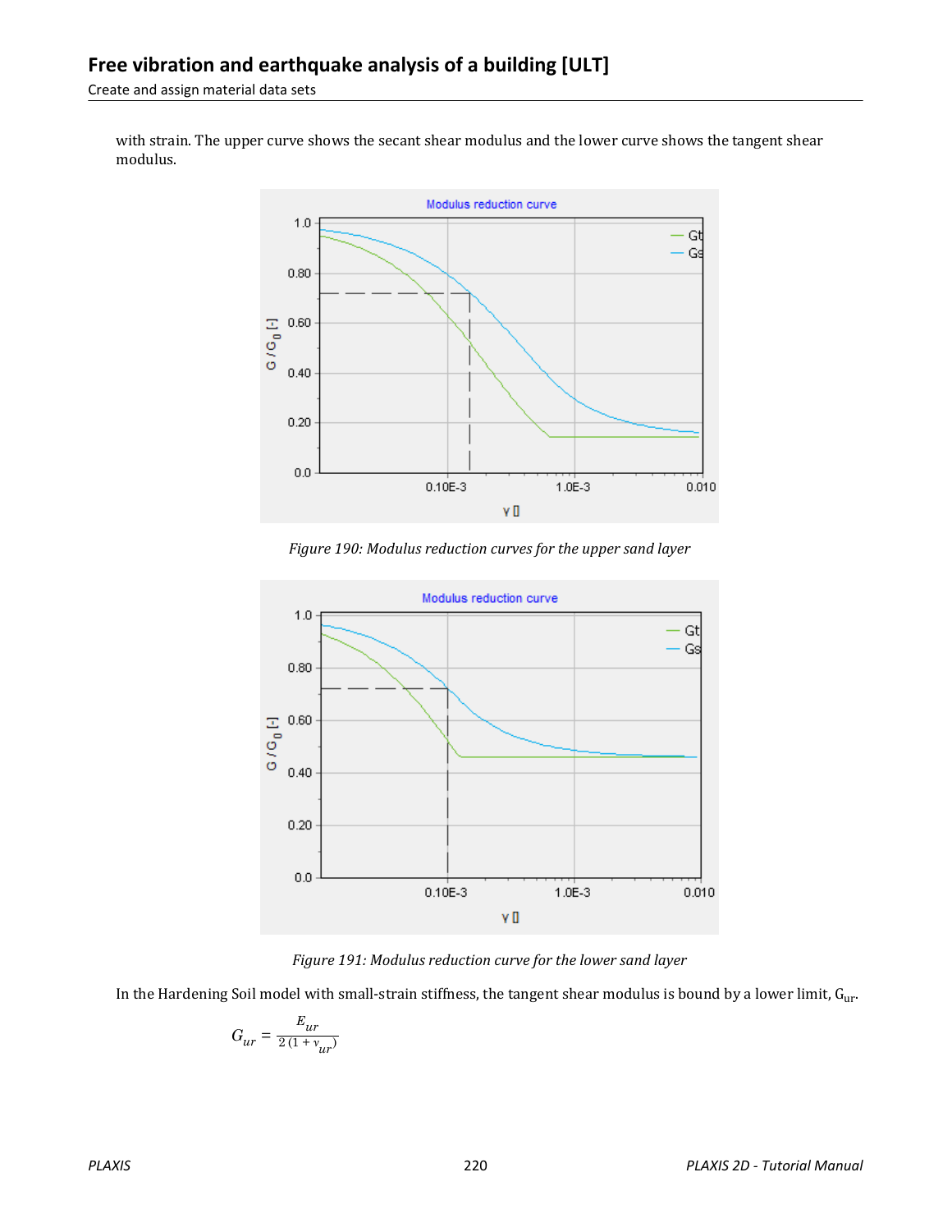with strain. The upper curve shows the secant shear modulus and the lower curve shows the tangent shear modulus.

*Figure 190: Modulus reduction curves for the upper sand layer*

*Figure 191: Modulus reduction curve for the lower sand layer*

In the Hardening Soil model with small-strain stiffness, the tangent shear modulus is bound by a lower limit, $G_{ur}$.

$$G_{ur} = \frac{E_{ur}}{2(1 + \nu_{ur})}$$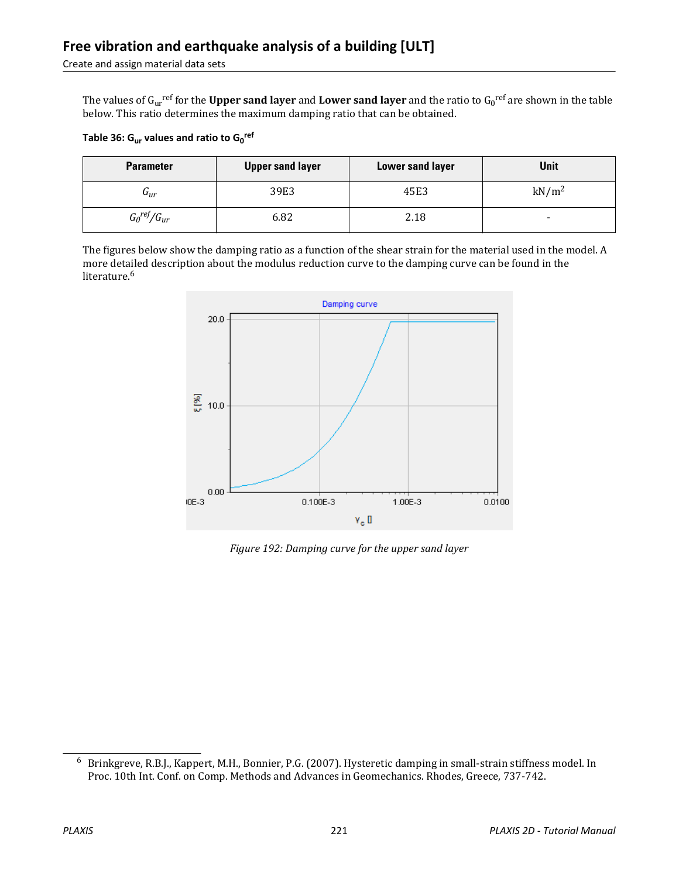The values of $G_{ur}^{ref}$ for the **Upper sand layer** and **Lower sand layer** and the ratio to $G_0^{ref}$ are shown in the table below. This ratio determines the maximum damping ratio that can be obtained.

**Table 36: $G_{ur}$ values and ratio to $G_0^{ref}$**

| Parameter | Upper sand layer | Lower sand layer | Unit |
|---|---|---|---|
| $G_{ur}$ | 39E3 | 45E3 | $kN/m^2$ |
| $G_0^{ref}/G_{ur}$ | 6.82 | 2.18 | - |

The figures below show the damping ratio as a function of the shear strain for the material used in the model. A more detailed description about the modulus reduction curve to the damping curve can be found in the literature.[6]

*Figure 192: Damping curve for the upper sand layer*

[6] Brinkgreve, R.B.J., Kappert, M.H., Bonnier, P.G. (2007). Hysteretic damping in small-strain stiffness model. In Proc. 10th Int. Conf. on Comp. Methods and Advances in Geomechanics. Rhodes, Greece, 737-742.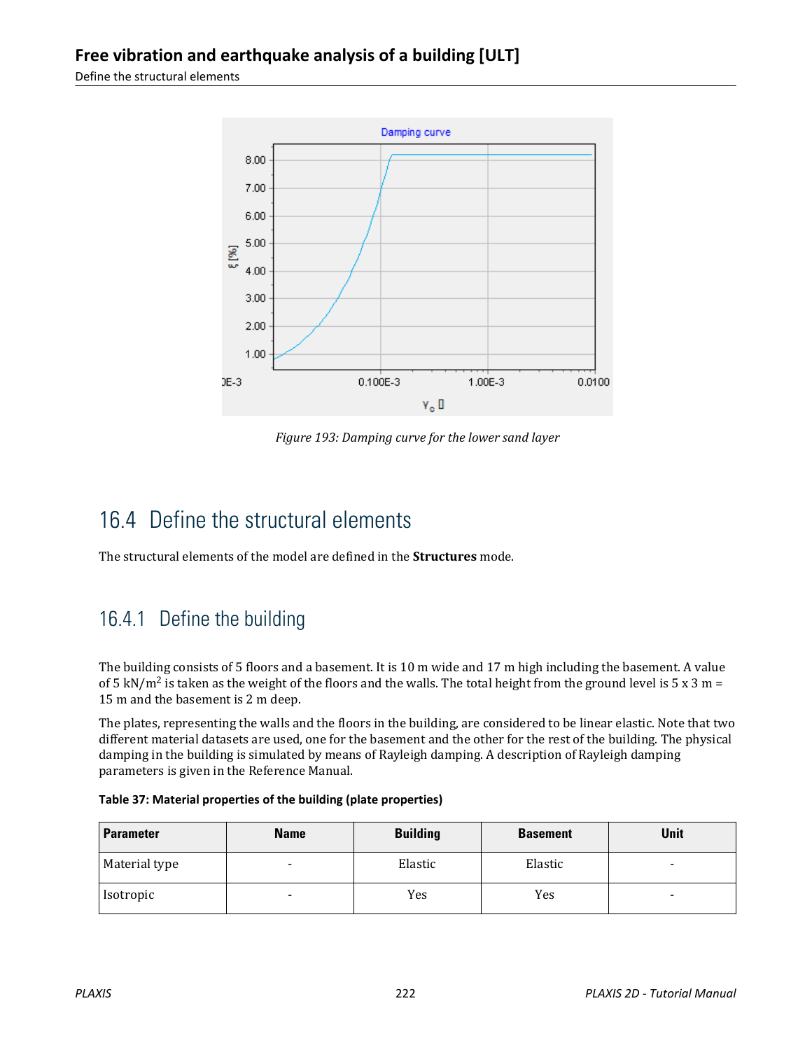Figure 193: Damping curve for the lower sand layer

## 16.4 Define the structural elements

The structural elements of the model are defined in the **Structures** mode.

### 16.4.1 Define the building

The building consists of 5 floors and a basement. It is 10 m wide and 17 m high including the basement. A value of 5 kN/m$^2$ is taken as the weight of the floors and the walls. The total height from the ground level is 5 x 3 m = 15 m and the basement is 2 m deep.

The plates, representing the walls and the floors in the building, are considered to be linear elastic. Note that two different material datasets are used, one for the basement and the other for the rest of the building. The physical damping in the building is simulated by means of Rayleigh damping. A description of Rayleigh damping parameters is given in the Reference Manual.

**Table 37: Material properties of the building (plate properties)**

| Parameter | Name | Building | Basement | Unit |
|---|---|---|---|---|
| Material type | - | Elastic | Elastic | - |
| Isotropic | - | Yes | Yes | - |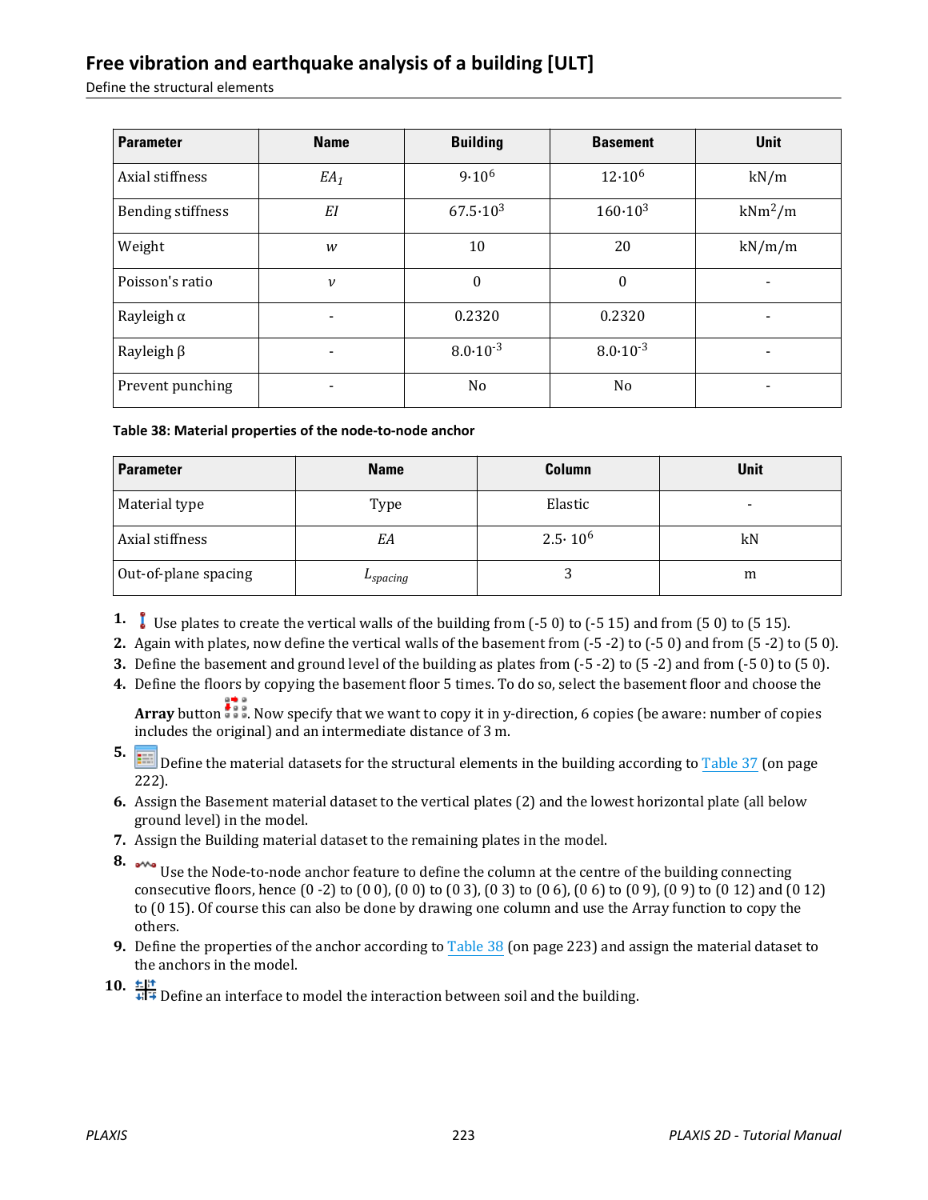| Parameter | Name | Building | Basement | Unit |
|---|---|---|---|---|
| Axial stiffness | $EA_1$ | $9 \cdot 10^6$ | $12 \cdot 10^6$ | kN/m |
| Bending stiffness | $EI$ | $67.5 \cdot 10^3$ | $160 \cdot 10^3$ | $kNm^2/m$ |
| Weight | $w$ | 10 | 20 | kN/m/m |
| Poisson's ratio | $\nu$ | 0 | 0 | - |
| Rayleigh α | - | 0.2320 | 0.2320 | - |
| Rayleigh β | - | $8.0 \cdot 10^{-3}$ | $8.0 \cdot 10^{-3}$ | - |
| Prevent punching | - | No | No | - |

**Table 38: Material properties of the node-to-node anchor**

| Parameter | Name | Column | Unit |
|---|---|---|---|
| Material type | Type | Elastic | - |
| Axial stiffness | $EA$ | $2.5 \cdot 10^6$ | kN |
| Out-of-plane spacing | $L_{spacing}$ | 3 | m |

1. Use plates to create the vertical walls of the building from (-5 0) to (-5 15) and from (5 0) to (5 15).
2. Again with plates, now define the vertical walls of the basement from (-5 -2) to (-5 0) and from (5 -2) to (5 0).
3. Define the basement and ground level of the building as plates from (-5 -2) to (5 -2) and from (-5 0) to (5 0).
4. Define the floors by copying the basement floor 5 times. To do so, select the basement floor and choose the **Array** button. Now specify that we want to copy it in y-direction, 6 copies (be aware: number of copies includes the original) and an intermediate distance of 3 m.
5. Define the material datasets for the structural elements in the building according to Table 37 (on page 222).
6. Assign the Basement material dataset to the vertical plates (2) and the lowest horizontal plate (all below ground level) in the model.
7. Assign the Building material dataset to the remaining plates in the model.
8. Use the Node-to-node anchor feature to define the column at the centre of the building connecting consecutive floors, hence (0 -2) to (0 0), (0 0) to (0 3), (0 3) to (0 6), (0 6) to (0 9), (0 9) to (0 12) and (0 12) to (0 15). Of course this can also be done by drawing one column and use the Array function to copy the others.
9. Define the properties of the anchor according to Table 38 (on page 223) and assign the material dataset to the anchors in the model.
10. Define an interface to model the interaction between soil and the building.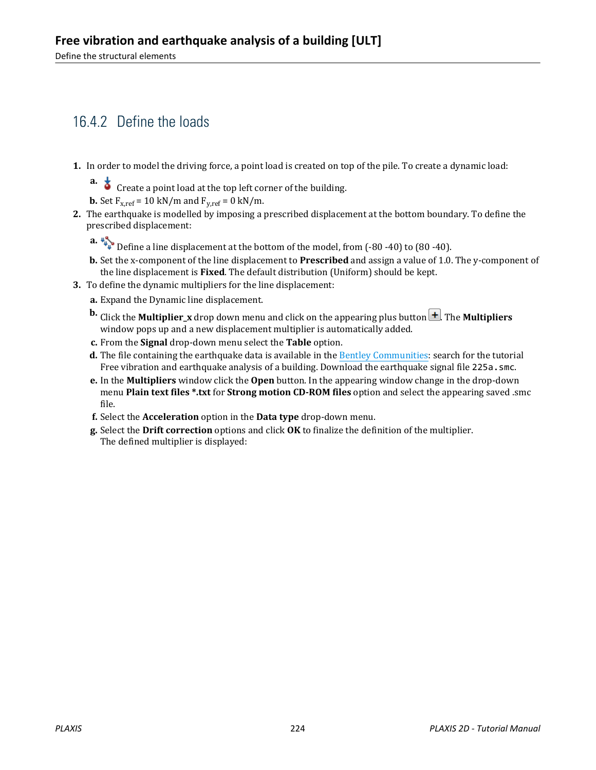## 16.4.2 Define the loads

1. In order to model the driving force, a point load is created on top of the pile. To create a dynamic load:
   a. Create a point load at the top left corner of the building.
   b. Set $F_{x,ref}$ = 10 kN/m and $F_{y,ref}$ = 0 kN/m.
2. The earthquake is modelled by imposing a prescribed displacement at the bottom boundary. To define the prescribed displacement:
   a. Define a line displacement at the bottom of the model, from (-80 -40) to (80 -40).
   b. Set the x-component of the line displacement to **Prescribed** and assign a value of 1.0. The y-component of the line displacement is **Fixed**. The default distribution (Uniform) should be kept.
3. To define the dynamic multipliers for the line displacement:
   a. Expand the Dynamic line displacement.
   b. Click the **Multiplier_x** drop down menu and click on the appearing plus button. The **Multipliers** window pops up and a new displacement multiplier is automatically added.
   c. From the **Signal** drop-down menu select the **Table** option.
   d. The file containing the earthquake data is available in the Bentley Communities: search for the tutorial Free vibration and earthquake analysis of a building. Download the earthquake signal file `225a.smc`.
   e. In the **Multipliers** window click the **Open** button. In the appearing window change in the drop-down menu **Plain text files *.txt** for **Strong motion CD-ROM files** option and select the appearing saved .smc file.
   f. Select the **Acceleration** option in the **Data type** drop-down menu.
   g. Select the **Drift correction** options and click **OK** to finalize the definition of the multiplier. The defined multiplier is displayed: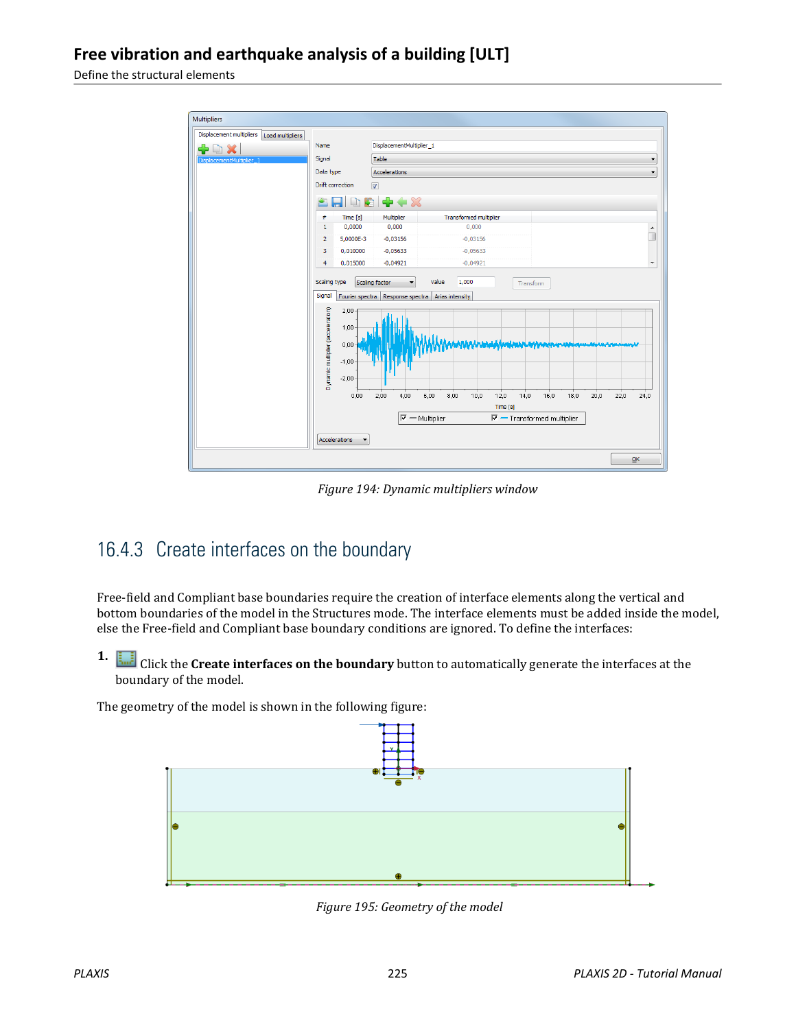Figure 194: Dynamic multipliers window

## 16.4.3 Create interfaces on the boundary

Free-field and Compliant base boundaries require the creation of interface elements along the vertical and bottom boundaries of the model in the Structures mode. The interface elements must be added inside the model, else the Free-field and Compliant base boundary conditions are ignored. To define the interfaces:

1. Click the **Create interfaces on the boundary** button to automatically generate the interfaces at the boundary of the model.

The geometry of the model is shown in the following figure:

Figure 195: Geometry of the model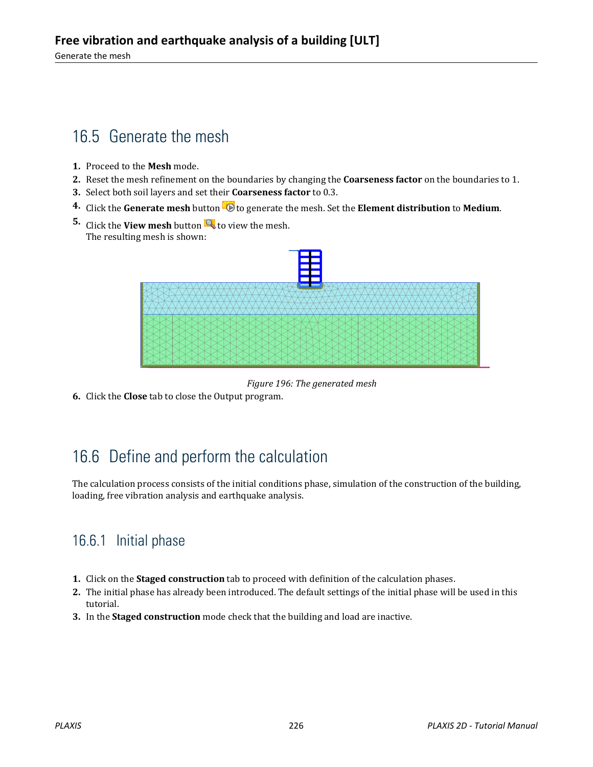## 16.5 Generate the mesh

1. Proceed to the **Mesh** mode.
2. Reset the mesh refinement on the boundaries by changing the **Coarseness factor** on the boundaries to 1.
3. Select both soil layers and set their **Coarseness factor** to 0.3.
4. Click the **Generate mesh** button to generate the mesh. Set the **Element distribution** to **Medium**.
5. Click the **View mesh** button to view the mesh.
   The resulting mesh is shown:

*Figure 196: The generated mesh*

6. Click the **Close** tab to close the Output program.

## 16.6 Define and perform the calculation

The calculation process consists of the initial conditions phase, simulation of the construction of the building, loading, free vibration analysis and earthquake analysis.

### 16.6.1 Initial phase

1. Click on the **Staged construction** tab to proceed with definition of the calculation phases.
2. The initial phase has already been introduced. The default settings of the initial phase will be used in this tutorial.
3. In the **Staged construction** mode check that the building and load are inactive.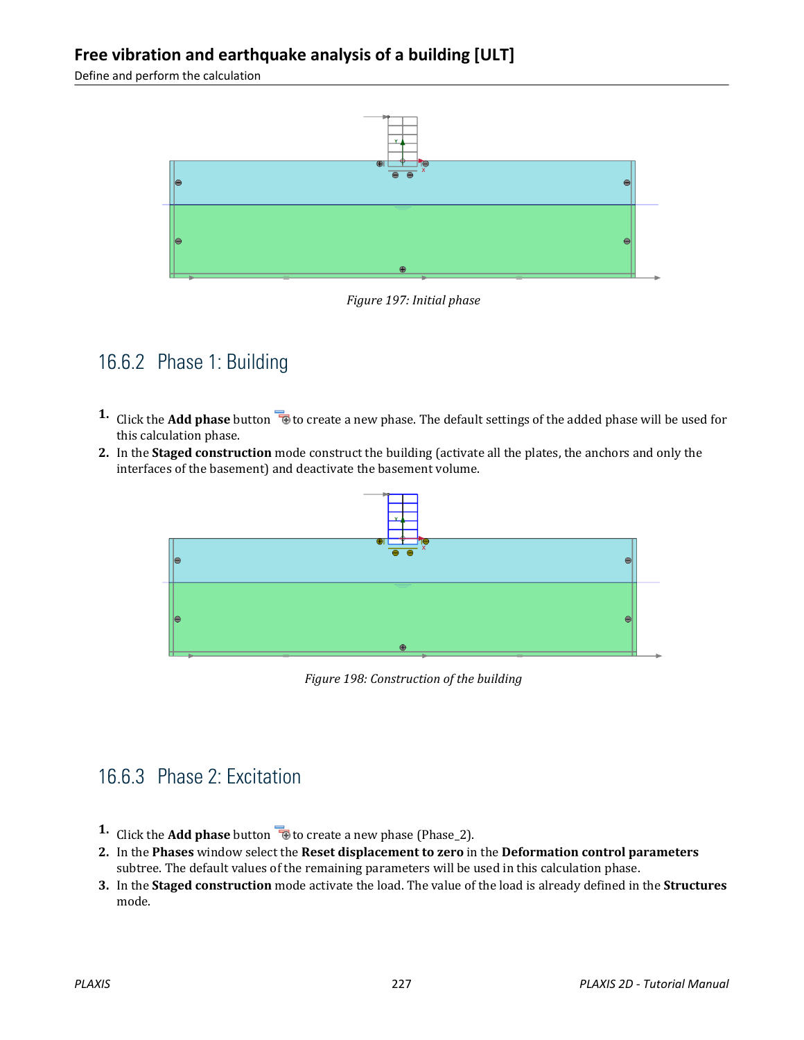Figure 197: Initial phase

### 16.6.2 Phase 1: Building

1. Click the **Add phase** button to create a new phase. The default settings of the added phase will be used for this calculation phase.
2. In the **Staged construction** mode construct the building (activate all the plates, the anchors and only the interfaces of the basement) and deactivate the basement volume.

Figure 198: Construction of the building

### 16.6.3 Phase 2: Excitation

1. Click the **Add phase** button to create a new phase (Phase_2).
2. In the **Phases** window select the **Reset displacement to zero** in the **Deformation control parameters** subtree. The default values of the remaining parameters will be used in this calculation phase.
3. In the **Staged construction** mode activate the load. The value of the load is already defined in the **Structures** mode.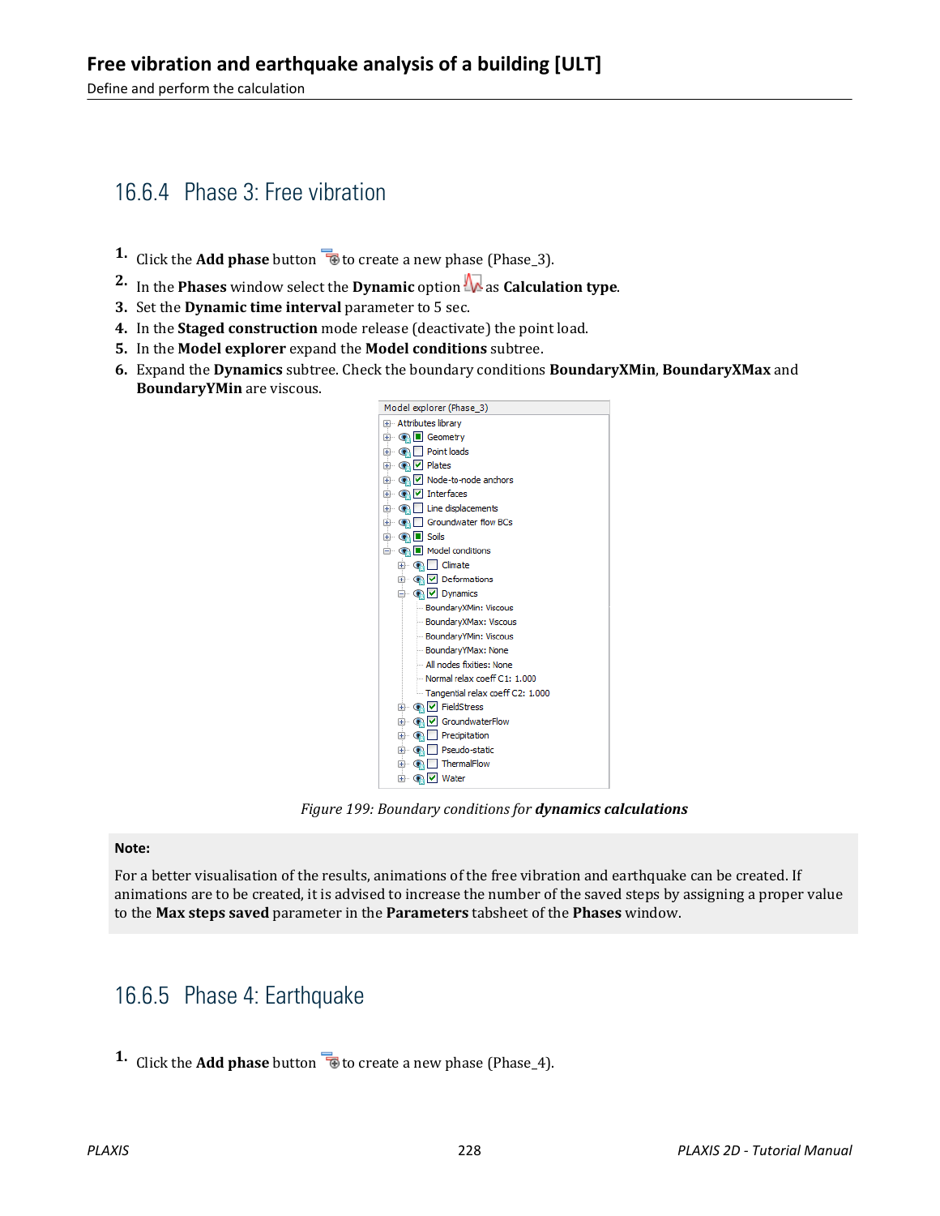## 16.6.4 Phase 3: Free vibration

1. Click the **Add phase** button to create a new phase (Phase_3).
2. In the **Phases** window select the **Dynamic** option as **Calculation type**.
3. Set the **Dynamic time interval** parameter to 5 sec.
4. In the **Staged construction** mode release (deactivate) the point load.
5. In the **Model explorer** expand the **Model conditions** subtree.
6. Expand the **Dynamics** subtree. Check the boundary conditions **BoundaryXMin**, **BoundaryXMax** and **BoundaryYMin** are viscous.

*Figure 199: Boundary conditions for **dynamics calculations***

**Note:**

For a better visualisation of the results, animations of the free vibration and earthquake can be created. If animations are to be created, it is advised to increase the number of the saved steps by assigning a proper value to the **Max steps saved** parameter in the **Parameters** tabsheet of the **Phases** window.

## 16.6.5 Phase 4: Earthquake

1. Click the **Add phase** button to create a new phase (Phase_4).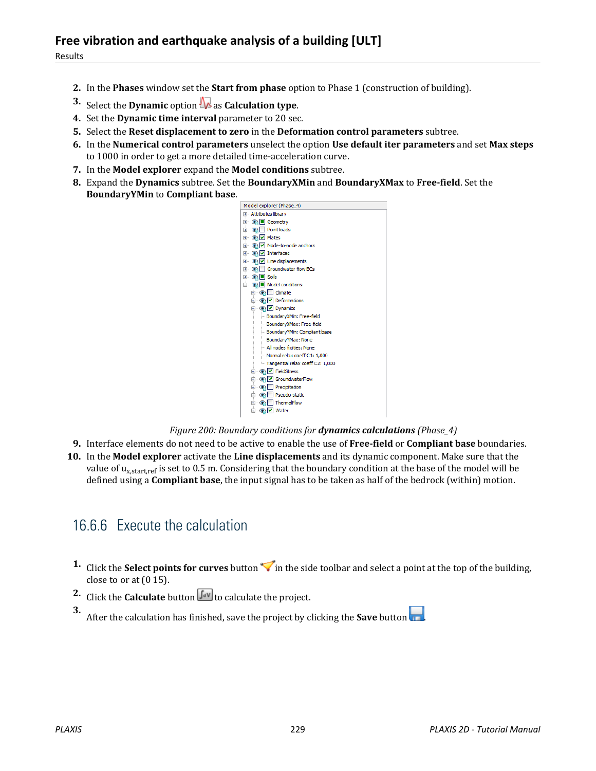2. In the **Phases** window set the **Start from phase** option to Phase 1 (construction of building).
3. Select the **Dynamic** option as **Calculation type**.
4. Set the **Dynamic time interval** parameter to 20 sec.
5. Select the **Reset displacement to zero** in the **Deformation control parameters** subtree.
6. In the **Numerical control parameters** unselect the option **Use default iter parameters** and set **Max steps** to 1000 in order to get a more detailed time-acceleration curve.
7. In the **Model explorer** expand the **Model conditions** subtree.
8. Expand the **Dynamics** subtree. Set the **BoundaryXMin** and **BoundaryXMax** to **Free-field**. Set the **BoundaryYMin** to **Compliant base**.

*Figure 200: Boundary conditions for **dynamics calculations** (Phase_4)*

9. Interface elements do not need to be active to enable the use of **Free-field** or **Compliant base** boundaries.
10. In the **Model explorer** activate the **Line displacements** and its dynamic component. Make sure that the value of $u_{x,start,ref}$ is set to 0.5 m. Considering that the boundary condition at the base of the model will be defined using a **Compliant base**, the input signal has to be taken as half of the bedrock (within) motion.

## 16.6.6 Execute the calculation

1. Click the **Select points for curves** button in the side toolbar and select a point at the top of the building, close to or at (0 15).
2. Click the **Calculate** button to calculate the project.
3. After the calculation has finished, save the project by clicking the **Save** button.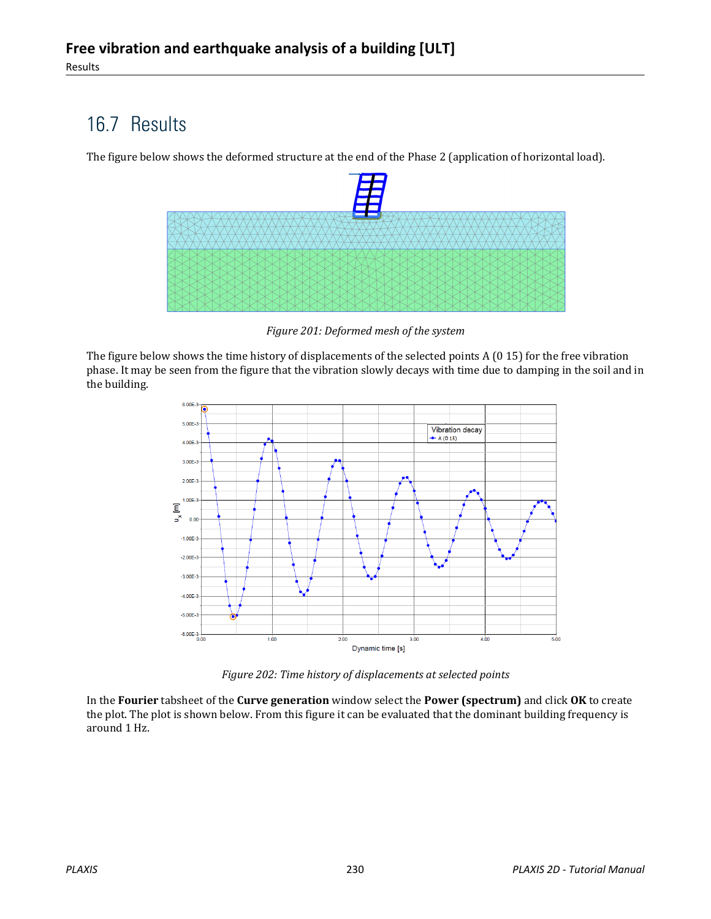## 16.7 Results

The figure below shows the deformed structure at the end of the Phase 2 (application of horizontal load).

*Figure 201: Deformed mesh of the system*

The figure below shows the time history of displacements of the selected points A (0 15) for the free vibration phase. It may be seen from the figure that the vibration slowly decays with time due to damping in the soil and in the building.

*Figure 202: Time history of displacements at selected points*

In the **Fourier** tabsheet of the **Curve generation** window select the **Power (spectrum)** and click **OK** to create the plot. The plot is shown below. From this figure it can be evaluated that the dominant building frequency is around 1 Hz.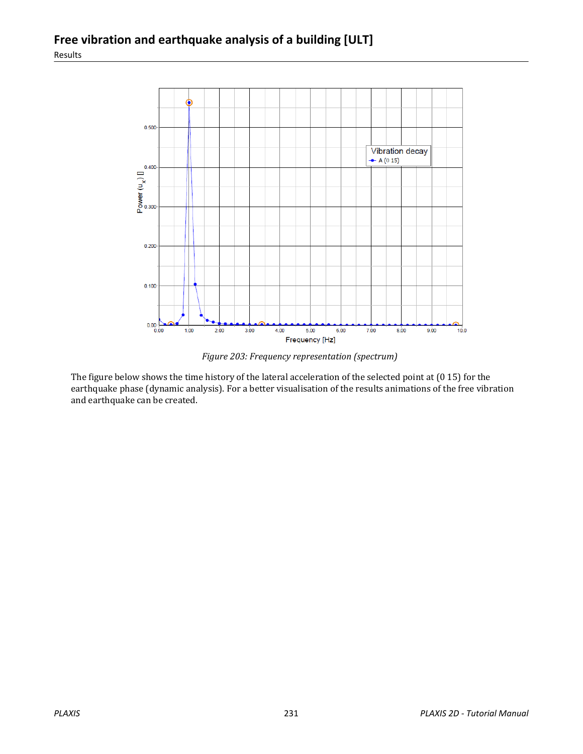*Figure 203: Frequency representation (spectrum)*

The figure below shows the time history of the lateral acceleration of the selected point at (0 15) for the earthquake phase (dynamic analysis). For a better visualisation of the results animations of the free vibration and earthquake can be created.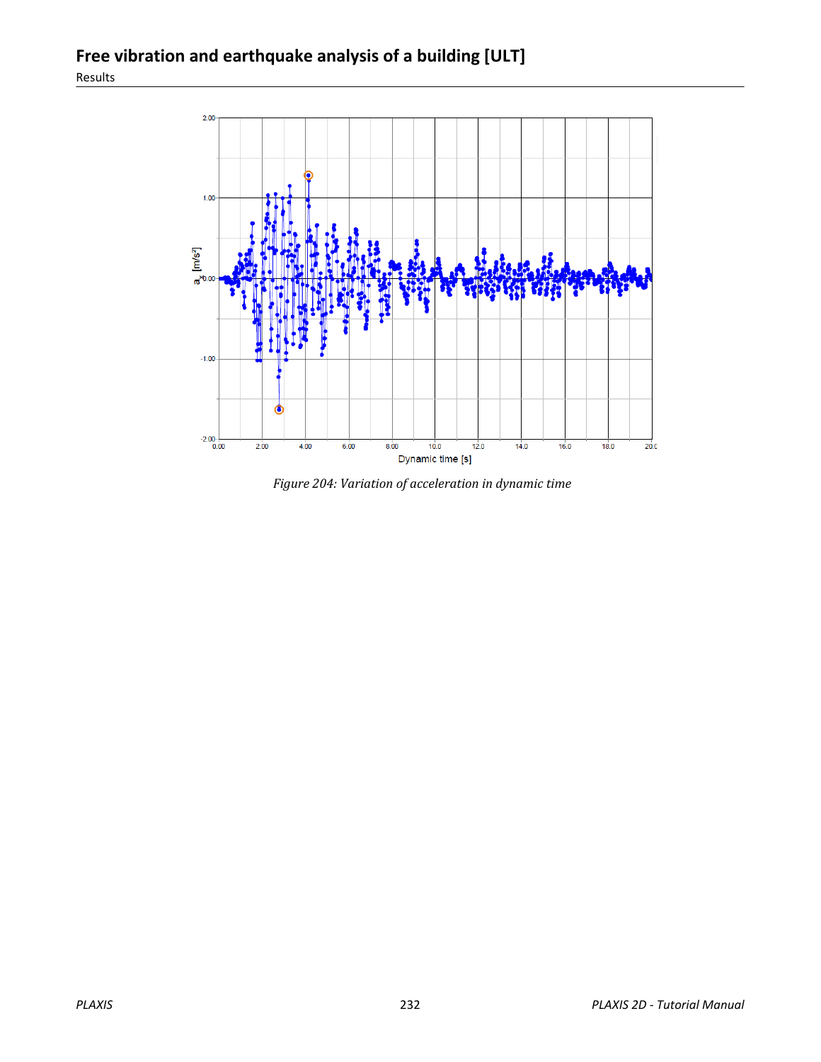2.00

1.00

$a_x$ [m/s²] 0.00

-1.00

-2.00

0.00 2.00 4.00 6.00 8.00 10.0 12.0 14.0 16.0 18.0 20.0

Dynamic time [s]

*Figure 204: Variation of acceleration in dynamic time*